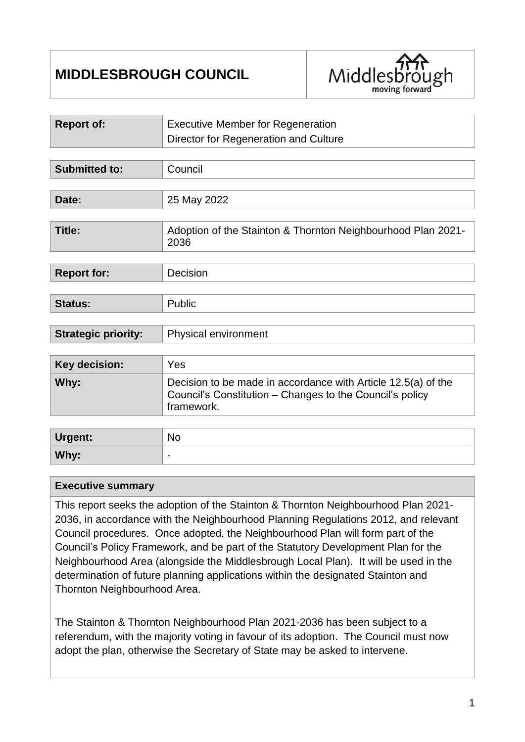# MIDDLESBROUGH COUNCIL

| | |
|---|---|
| **Report of:** | Executive Member for Regeneration<br>Director for Regeneration and Culture |
| **Submitted to:** | Council |
| **Date:** | 25 May 2022 |
| **Title:** | Adoption of the Stainton & Thornton Neighbourhood Plan 2021-2036 |
| **Report for:** | Decision |
| **Status:** | Public |
| **Strategic priority:** | Physical environment |
| **Key decision:** | Yes |
| **Why:** | Decision to be made in accordance with Article 12.5(a) of the Council's Constitution – Changes to the Council's policy framework. |
| **Urgent:** | No |
| **Why:** | - |

## Executive summary

This report seeks the adoption of the Stainton & Thornton Neighbourhood Plan 2021-2036, in accordance with the Neighbourhood Planning Regulations 2012, and relevant Council procedures. Once adopted, the Neighbourhood Plan will form part of the Council's Policy Framework, and be part of the Statutory Development Plan for the Neighbourhood Area (alongside the Middlesbrough Local Plan). It will be used in the determination of future planning applications within the designated Stainton and Thornton Neighbourhood Area.

The Stainton & Thornton Neighbourhood Plan 2021-2036 has been subject to a referendum, with the majority voting in favour of its adoption. The Council must now adopt the plan, otherwise the Secretary of State may be asked to intervene.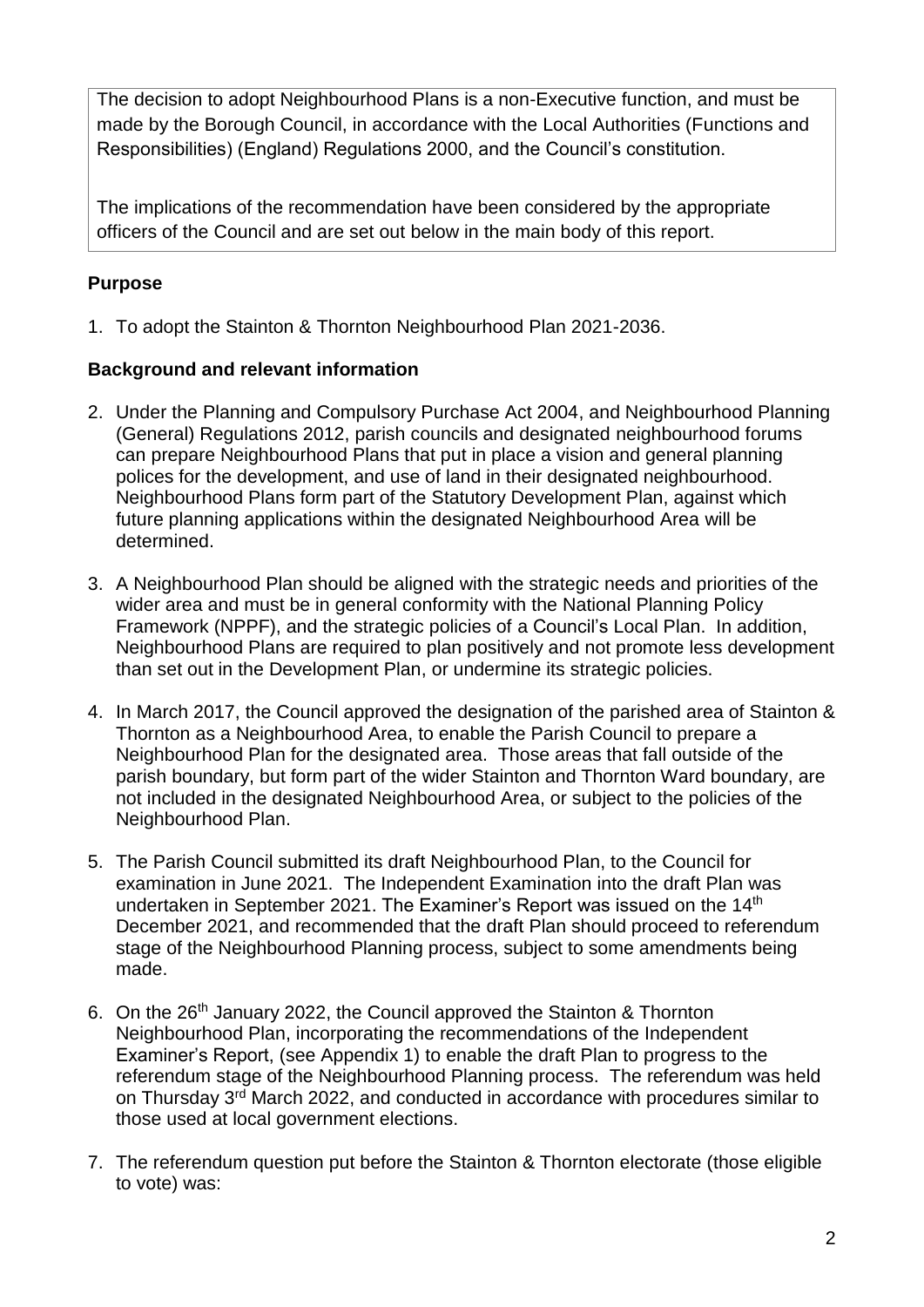The decision to adopt Neighbourhood Plans is a non-Executive function, and must be made by the Borough Council, in accordance with the Local Authorities (Functions and Responsibilities) (England) Regulations 2000, and the Council's constitution.

The implications of the recommendation have been considered by the appropriate officers of the Council and are set out below in the main body of this report.

**Purpose**

1. To adopt the Stainton & Thornton Neighbourhood Plan 2021-2036.

**Background and relevant information**

2. Under the Planning and Compulsory Purchase Act 2004, and Neighbourhood Planning (General) Regulations 2012, parish councils and designated neighbourhood forums can prepare Neighbourhood Plans that put in place a vision and general planning polices for the development, and use of land in their designated neighbourhood. Neighbourhood Plans form part of the Statutory Development Plan, against which future planning applications within the designated Neighbourhood Area will be determined.

3. A Neighbourhood Plan should be aligned with the strategic needs and priorities of the wider area and must be in general conformity with the National Planning Policy Framework (NPPF), and the strategic policies of a Council's Local Plan. In addition, Neighbourhood Plans are required to plan positively and not promote less development than set out in the Development Plan, or undermine its strategic policies.

4. In March 2017, the Council approved the designation of the parished area of Stainton & Thornton as a Neighbourhood Area, to enable the Parish Council to prepare a Neighbourhood Plan for the designated area. Those areas that fall outside of the parish boundary, but form part of the wider Stainton and Thornton Ward boundary, are not included in the designated Neighbourhood Area, or subject to the policies of the Neighbourhood Plan.

5. The Parish Council submitted its draft Neighbourhood Plan, to the Council for examination in June 2021. The Independent Examination into the draft Plan was undertaken in September 2021. The Examiner's Report was issued on the 14th December 2021, and recommended that the draft Plan should proceed to referendum stage of the Neighbourhood Planning process, subject to some amendments being made.

6. On the 26th January 2022, the Council approved the Stainton & Thornton Neighbourhood Plan, incorporating the recommendations of the Independent Examiner's Report, (see Appendix 1) to enable the draft Plan to progress to the referendum stage of the Neighbourhood Planning process. The referendum was held on Thursday 3rd March 2022, and conducted in accordance with procedures similar to those used at local government elections.

7. The referendum question put before the Stainton & Thornton electorate (those eligible to vote) was: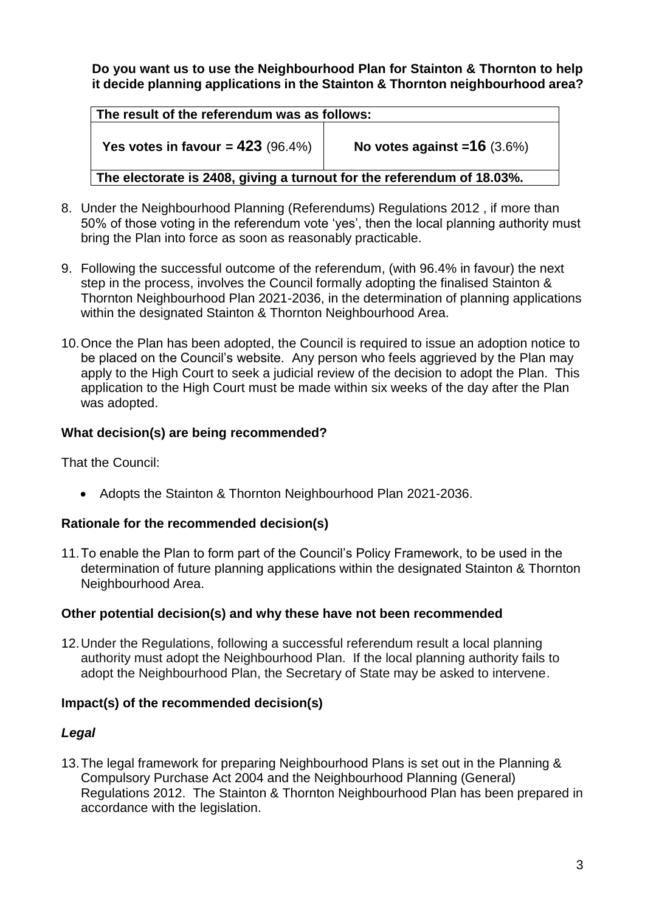**Do you want us to use the Neighbourhood Plan for Stainton & Thornton to help it decide planning applications in the Stainton & Thornton neighbourhood area?**

| **The result of the referendum was as follows:** | |
|---|---|
| **Yes votes in favour = 423** (96.4%) | **No votes against =16** (3.6%) |
| **The electorate is 2408, giving a turnout for the referendum of 18.03%.** | |

8. Under the Neighbourhood Planning (Referendums) Regulations 2012 , if more than 50% of those voting in the referendum vote 'yes', then the local planning authority must bring the Plan into force as soon as reasonably practicable.

9. Following the successful outcome of the referendum, (with 96.4% in favour) the next step in the process, involves the Council formally adopting the finalised Stainton & Thornton Neighbourhood Plan 2021-2036, in the determination of planning applications within the designated Stainton & Thornton Neighbourhood Area.

10. Once the Plan has been adopted, the Council is required to issue an adoption notice to be placed on the Council's website. Any person who feels aggrieved by the Plan may apply to the High Court to seek a judicial review of the decision to adopt the Plan. This application to the High Court must be made within six weeks of the day after the Plan was adopted.

### What decision(s) are being recommended?

That the Council:

- Adopts the Stainton & Thornton Neighbourhood Plan 2021-2036.

### Rationale for the recommended decision(s)

11. To enable the Plan to form part of the Council's Policy Framework, to be used in the determination of future planning applications within the designated Stainton & Thornton Neighbourhood Area.

### Other potential decision(s) and why these have not been recommended

12. Under the Regulations, following a successful referendum result a local planning authority must adopt the Neighbourhood Plan. If the local planning authority fails to adopt the Neighbourhood Plan, the Secretary of State may be asked to intervene.

### Impact(s) of the recommended decision(s)

#### *Legal*

13. The legal framework for preparing Neighbourhood Plans is set out in the Planning & Compulsory Purchase Act 2004 and the Neighbourhood Planning (General) Regulations 2012. The Stainton & Thornton Neighbourhood Plan has been prepared in accordance with the legislation.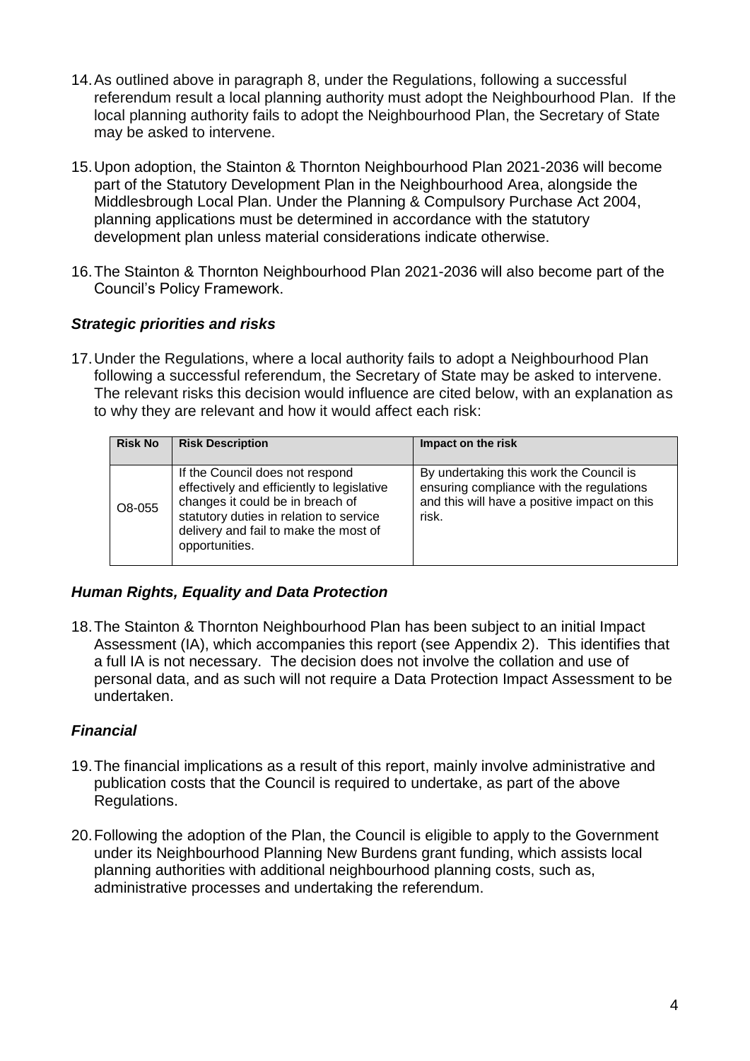14. As outlined above in paragraph 8, under the Regulations, following a successful referendum result a local planning authority must adopt the Neighbourhood Plan. If the local planning authority fails to adopt the Neighbourhood Plan, the Secretary of State may be asked to intervene.

15. Upon adoption, the Stainton & Thornton Neighbourhood Plan 2021-2036 will become part of the Statutory Development Plan in the Neighbourhood Area, alongside the Middlesbrough Local Plan. Under the Planning & Compulsory Purchase Act 2004, planning applications must be determined in accordance with the statutory development plan unless material considerations indicate otherwise.

16. The Stainton & Thornton Neighbourhood Plan 2021-2036 will also become part of the Council's Policy Framework.

### *Strategic priorities and risks*

17. Under the Regulations, where a local authority fails to adopt a Neighbourhood Plan following a successful referendum, the Secretary of State may be asked to intervene. The relevant risks this decision would influence are cited below, with an explanation as to why they are relevant and how it would affect each risk:

| Risk No | Risk Description | Impact on the risk |
|---|---|---|
| O8-055 | If the Council does not respond effectively and efficiently to legislative changes it could be in breach of statutory duties in relation to service delivery and fail to make the most of opportunities. | By undertaking this work the Council is ensuring compliance with the regulations and this will have a positive impact on this risk. |

### *Human Rights, Equality and Data Protection*

18. The Stainton & Thornton Neighbourhood Plan has been subject to an initial Impact Assessment (IA), which accompanies this report (see Appendix 2). This identifies that a full IA is not necessary. The decision does not involve the collation and use of personal data, and as such will not require a Data Protection Impact Assessment to be undertaken.

### *Financial*

19. The financial implications as a result of this report, mainly involve administrative and publication costs that the Council is required to undertake, as part of the above Regulations.

20. Following the adoption of the Plan, the Council is eligible to apply to the Government under its Neighbourhood Planning New Burdens grant funding, which assists local planning authorities with additional neighbourhood planning costs, such as, administrative processes and undertaking the referendum.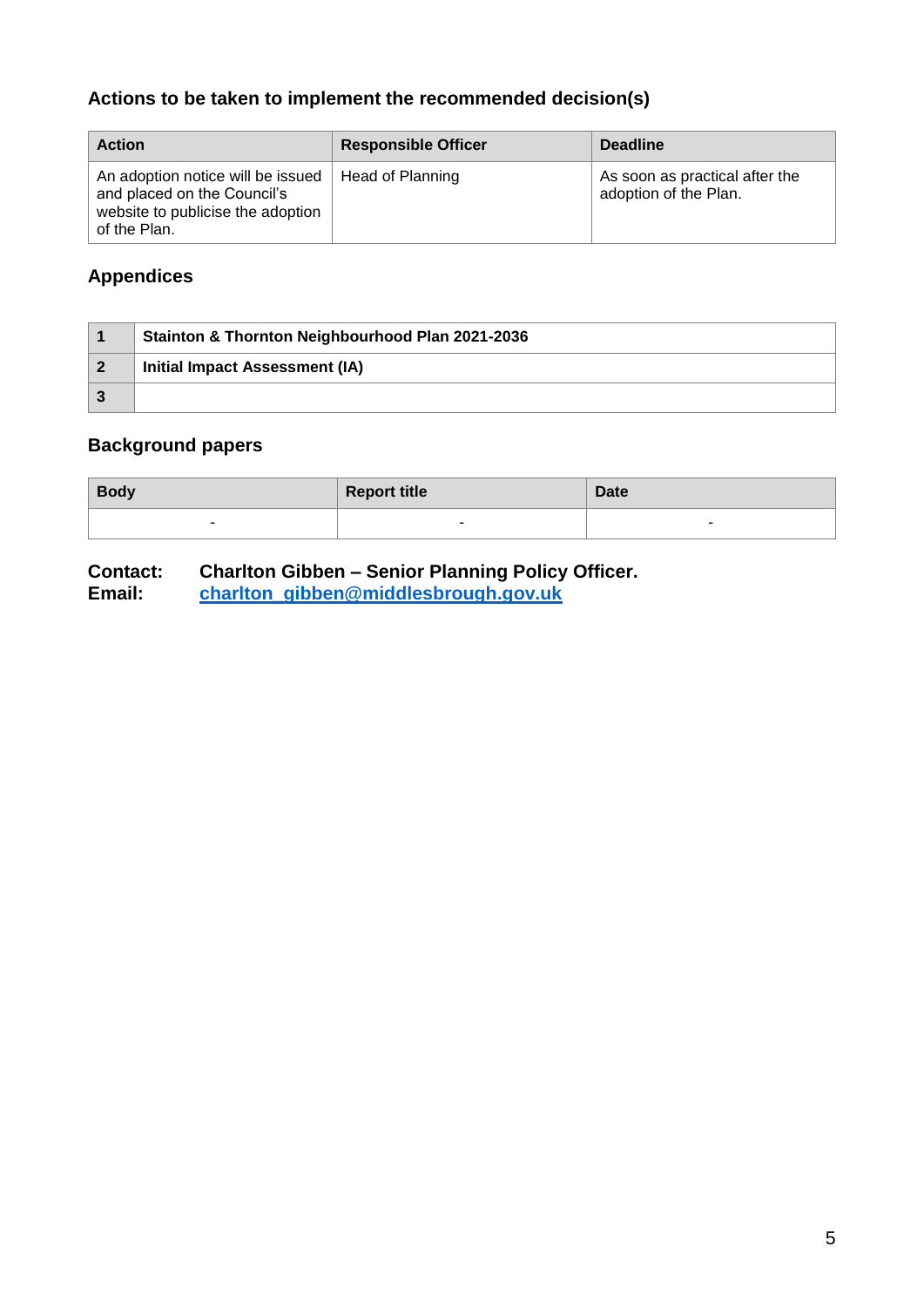## Actions to be taken to implement the recommended decision(s)

| Action | Responsible Officer | Deadline |
| --- | --- | --- |
| An adoption notice will be issued and placed on the Council's website to publicise the adoption of the Plan. | Head of Planning | As soon as practical after the adoption of the Plan. |

## Appendices

| | |
| --- | --- |
| **1** | **Stainton & Thornton Neighbourhood Plan 2021-2036** |
| **2** | **Initial Impact Assessment (IA)** |
| **3** | |

## Background papers

| Body | Report title | Date |
| --- | --- | --- |
| - | - | - |

**Contact:** **Charlton Gibben – Senior Planning Policy Officer.**
**Email:** **charlton_gibben@middlesbrough.gov.uk**